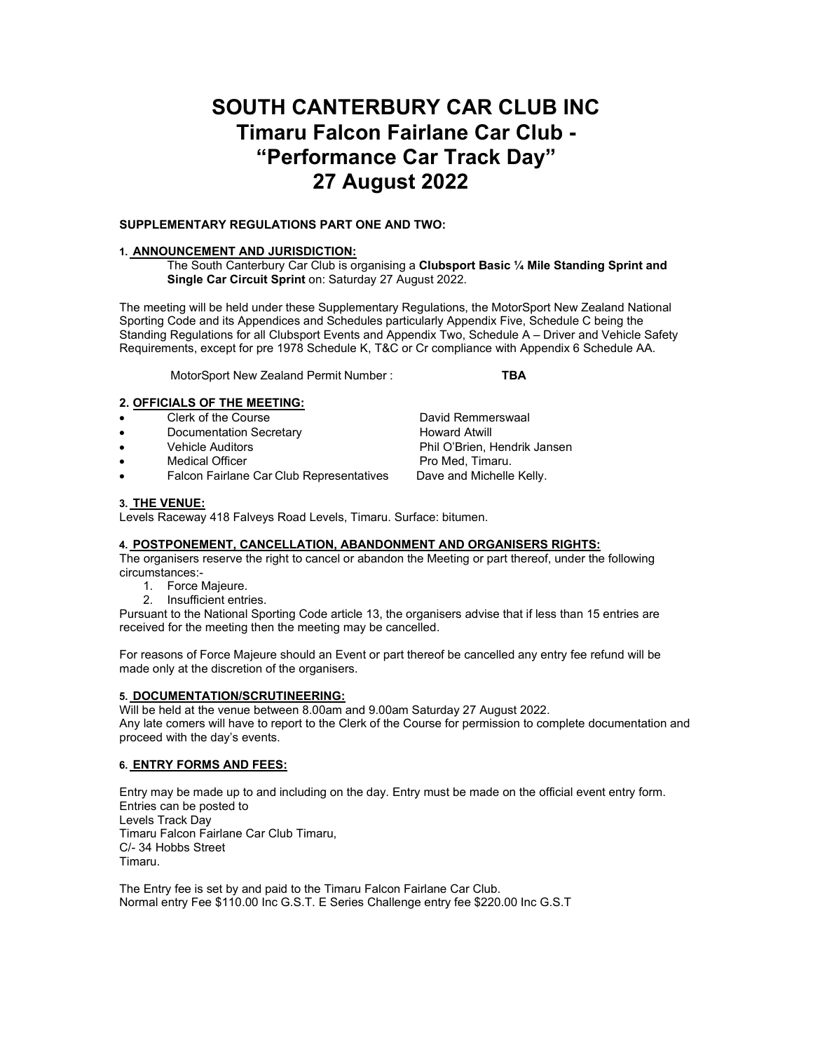# SOUTH CANTERBURY CAR CLUB INC
# Timaru Falcon Fairlane Car Club - "Performance Car Track Day" 27 August 2022

**SUPPLEMENTARY REGULATIONS PART ONE AND TWO:**

### 1. ANNOUNCEMENT AND JURISDICTION:

The South Canterbury Car Club is organising a **Clubsport Basic ¼ Mile Standing Sprint and Single Car Circuit Sprint** on: Saturday 27 August 2022.

The meeting will be held under these Supplementary Regulations, the MotorSport New Zealand National Sporting Code and its Appendices and Schedules particularly Appendix Five, Schedule C being the Standing Regulations for all Clubsport Events and Appendix Two, Schedule A – Driver and Vehicle Safety Requirements, except for pre 1978 Schedule K, T&C or Cr compliance with Appendix 6 Schedule AA.

MotorSport New Zealand Permit Number : **TBA**

### 2. OFFICIALS OF THE MEETING:

- Clerk of the Course — David Remmerswaal
- Documentation Secretary — Howard Atwill
- Vehicle Auditors — Phil O'Brien, Hendrik Jansen
- Medical Officer — Pro Med, Timaru.
- Falcon Fairlane Car Club Representatives — Dave and Michelle Kelly.

### 3. THE VENUE:

Levels Raceway 418 Falveys Road Levels, Timaru. Surface: bitumen.

### 4. POSTPONEMENT, CANCELLATION, ABANDONMENT AND ORGANISERS RIGHTS:

The organisers reserve the right to cancel or abandon the Meeting or part thereof, under the following circumstances:-

1. Force Majeure.
2. Insufficient entries.

Pursuant to the National Sporting Code article 13, the organisers advise that if less than 15 entries are received for the meeting then the meeting may be cancelled.

For reasons of Force Majeure should an Event or part thereof be cancelled any entry fee refund will be made only at the discretion of the organisers.

### 5. DOCUMENTATION/SCRUTINEERING:

Will be held at the venue between 8.00am and 9.00am Saturday 27 August 2022.
Any late comers will have to report to the Clerk of the Course for permission to complete documentation and proceed with the day's events.

### 6. ENTRY FORMS AND FEES:

Entry may be made up to and including on the day. Entry must be made on the official event entry form.
Entries can be posted to
Levels Track Day
Timaru Falcon Fairlane Car Club Timaru,
C/- 34 Hobbs Street
Timaru.

The Entry fee is set by and paid to the Timaru Falcon Fairlane Car Club.
Normal entry Fee $110.00 Inc G.S.T. E Series Challenge entry fee $220.00 Inc G.S.T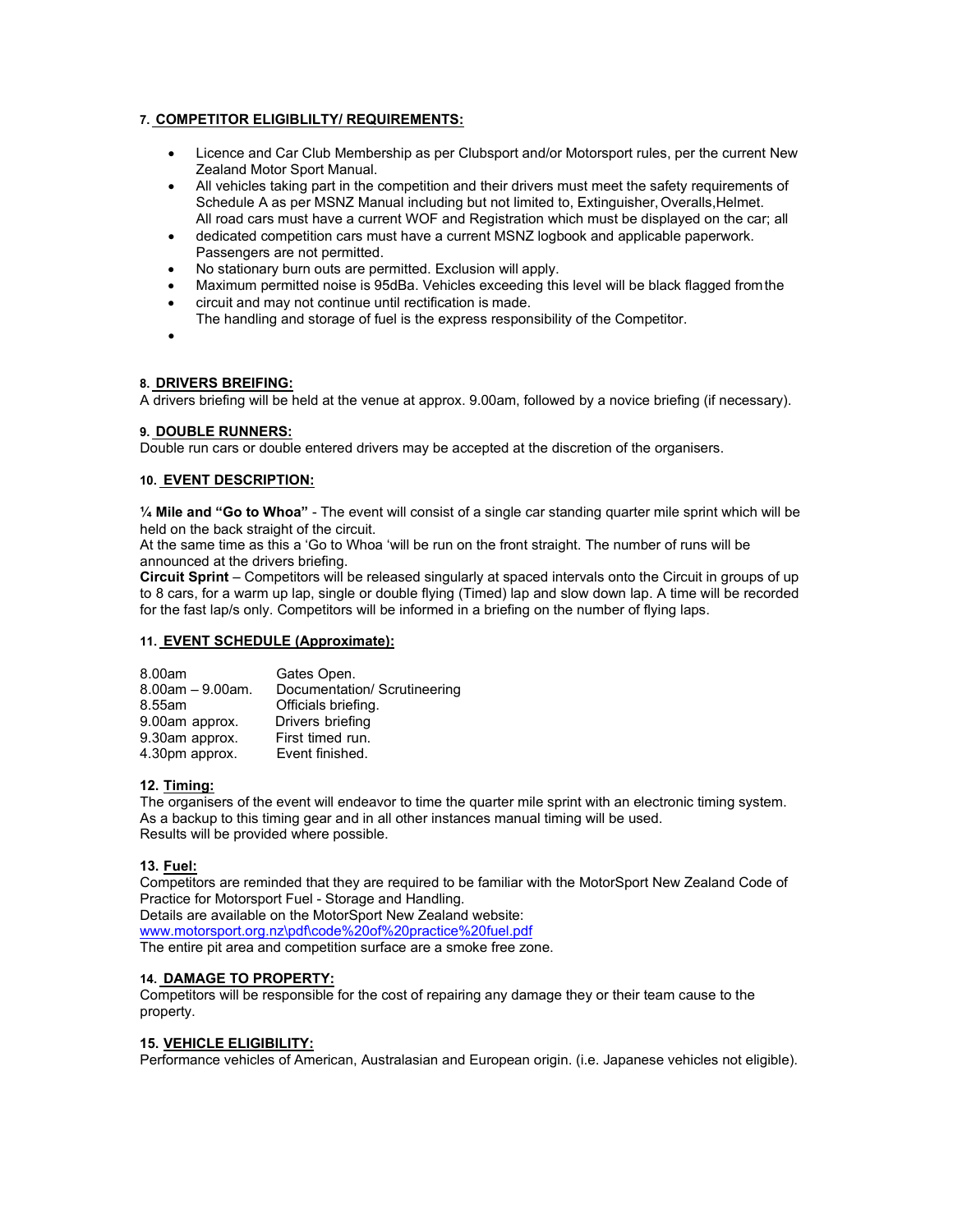#### 7. COMPETITOR ELIGIBLILTY/ REQUIREMENTS:

- Licence and Car Club Membership as per Clubsport and/or Motorsport rules, per the current New Zealand Motor Sport Manual.
- All vehicles taking part in the competition and their drivers must meet the safety requirements of Schedule A as per MSNZ Manual including but not limited to, Extinguisher, Overalls, Helmet. All road cars must have a current WOF and Registration which must be displayed on the car; all
- dedicated competition cars must have a current MSNZ logbook and applicable paperwork. Passengers are not permitted.
- No stationary burn outs are permitted. Exclusion will apply.
- Maximum permitted noise is 95dBa. Vehicles exceeding this level will be black flagged from the
- circuit and may not continue until rectification is made. The handling and storage of fuel is the express responsibility of the Competitor.

#### 8. DRIVERS BREIFING:

A drivers briefing will be held at the venue at approx. 9.00am, followed by a novice briefing (if necessary).

#### 9. DOUBLE RUNNERS:

Double run cars or double entered drivers may be accepted at the discretion of the organisers.

#### 10. EVENT DESCRIPTION:

**¼ Mile and "Go to Whoa"** - The event will consist of a single car standing quarter mile sprint which will be held on the back straight of the circuit.
At the same time as this a 'Go to Whoa 'will be run on the front straight. The number of runs will be announced at the drivers briefing.
**Circuit Sprint** – Competitors will be released singularly at spaced intervals onto the Circuit in groups of up to 8 cars, for a warm up lap, single or double flying (Timed) lap and slow down lap. A time will be recorded for the fast lap/s only. Competitors will be informed in a briefing on the number of flying laps.

#### 11. EVENT SCHEDULE (Approximate):

| | |
|---|---|
| 8.00am | Gates Open. |
| 8.00am – 9.00am. | Documentation/ Scrutineering |
| 8.55am | Officials briefing. |
| 9.00am approx. | Drivers briefing |
| 9.30am approx. | First timed run. |
| 4.30pm approx. | Event finished. |

#### 12. Timing:

The organisers of the event will endeavor to time the quarter mile sprint with an electronic timing system. As a backup to this timing gear and in all other instances manual timing will be used.
Results will be provided where possible.

#### 13. Fuel:

Competitors are reminded that they are required to be familiar with the MotorSport New Zealand Code of Practice for Motorsport Fuel - Storage and Handling.
Details are available on the MotorSport New Zealand website:
www.motorsport.org.nz\pdf\code%20of%20practice%20fuel.pdf
The entire pit area and competition surface are a smoke free zone.

#### 14. DAMAGE TO PROPERTY:

Competitors will be responsible for the cost of repairing any damage they or their team cause to the property.

#### 15. VEHICLE ELIGIBILITY:

Performance vehicles of American, Australasian and European origin. (i.e. Japanese vehicles not eligible).